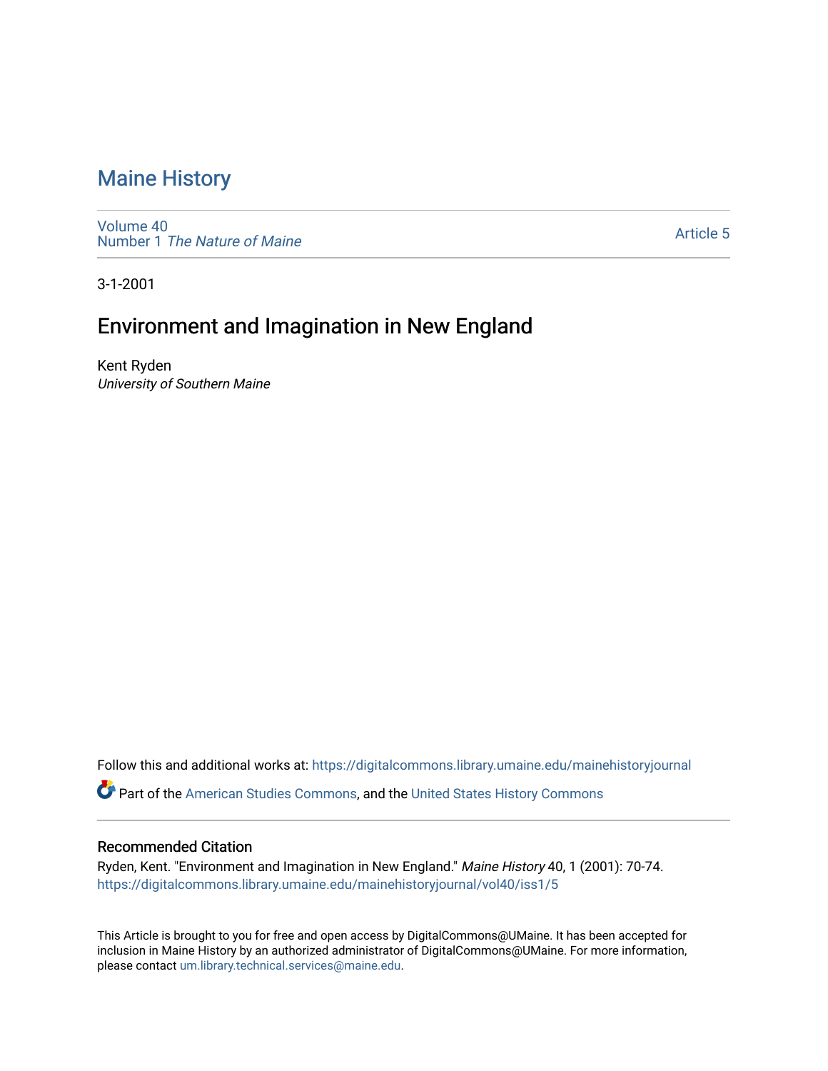# Maine History

Volume 40
Number 1 *The Nature of Maine*

Article 5

3-1-2001

## Environment and Imagination in New England

Kent Ryden
*University of Southern Maine*

Follow this and additional works at: https://digitalcommons.library.umaine.edu/mainehistoryjournal

Part of the American Studies Commons, and the United States History Commons

### Recommended Citation

Ryden, Kent. "Environment and Imagination in New England." *Maine History* 40, 1 (2001): 70-74.
https://digitalcommons.library.umaine.edu/mainehistoryjournal/vol40/iss1/5

This Article is brought to you for free and open access by DigitalCommons@UMaine. It has been accepted for inclusion in Maine History by an authorized administrator of DigitalCommons@UMaine. For more information, please contact um.library.technical.services@maine.edu.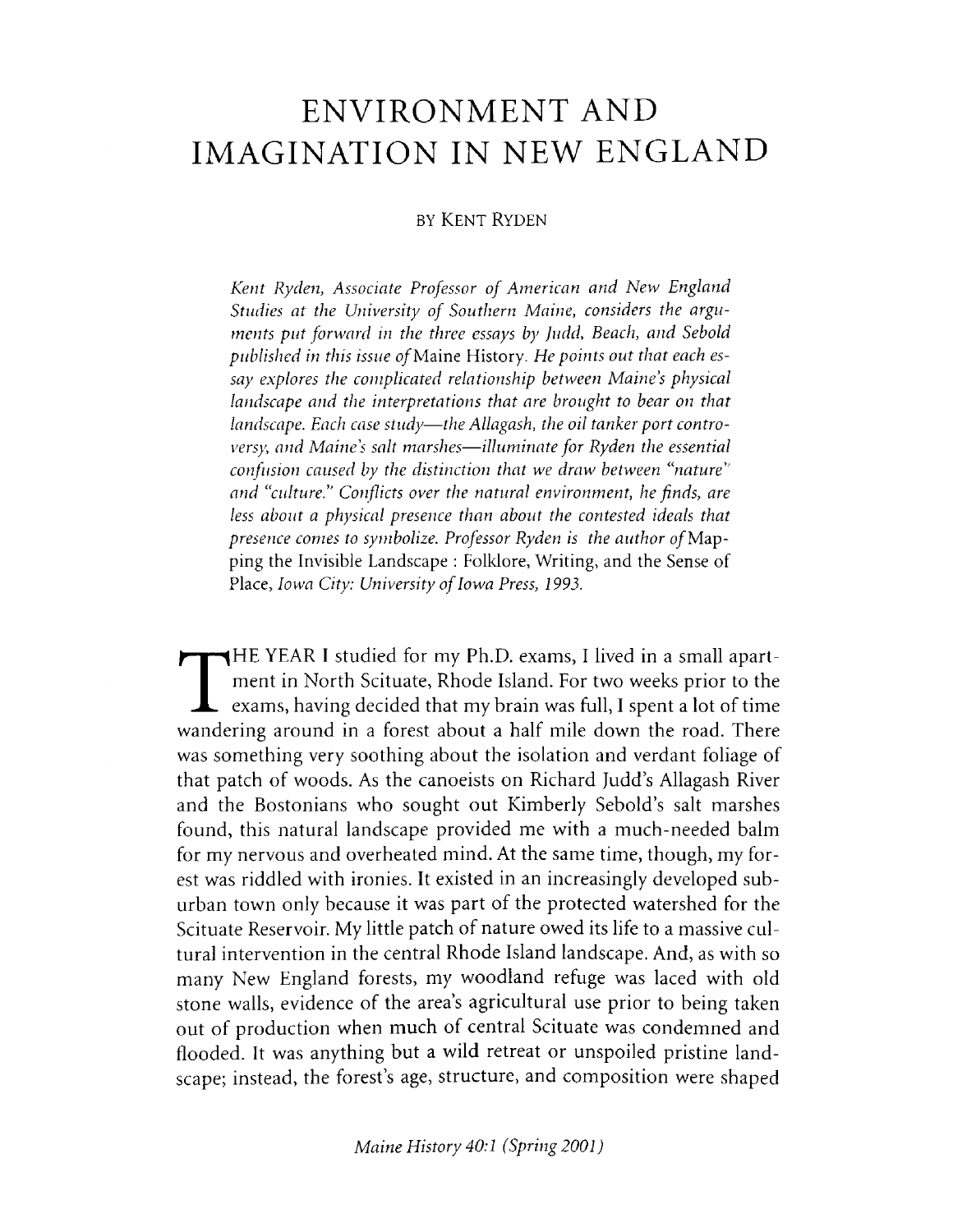# ENVIRONMENT AND IMAGINATION IN NEW ENGLAND

BY KENT RYDEN

*Kent Ryden, Associate Professor of American and New England Studies at the University of Southern Maine, considers the arguments put forward in the three essays by Judd, Beach, and Sebold published in this issue of* Maine History. *He points out that each essay explores the complicated relationship between Maine's physical landscape and the interpretations that are brought to bear on that landscape. Each case study—the Allagash, the oil tanker port controversy, and Maine's salt marshes—illuminate for Ryden the essential confusion caused by the distinction that we draw between "nature" and "culture." Conflicts over the natural environment, he finds, are less about a physical presence than about the contested ideals that presence comes to symbolize. Professor Ryden is the author of* Mapping the Invisible Landscape : Folklore, Writing, and the Sense of Place, *Iowa City: University of Iowa Press, 1993.*

THE YEAR I studied for my Ph.D. exams, I lived in a small apartment in North Scituate, Rhode Island. For two weeks prior to the exams, having decided that my brain was full, I spent a lot of time wandering around in a forest about a half mile down the road. There was something very soothing about the isolation and verdant foliage of that patch of woods. As the canoeists on Richard Judd's Allagash River and the Bostonians who sought out Kimberly Sebold's salt marshes found, this natural landscape provided me with a much-needed balm for my nervous and overheated mind. At the same time, though, my forest was riddled with ironies. It existed in an increasingly developed suburban town only because it was part of the protected watershed for the Scituate Reservoir. My little patch of nature owed its life to a massive cultural intervention in the central Rhode Island landscape. And, as with so many New England forests, my woodland refuge was laced with old stone walls, evidence of the area's agricultural use prior to being taken out of production when much of central Scituate was condemned and flooded. It was anything but a wild retreat or unspoiled pristine landscape; instead, the forest's age, structure, and composition were shaped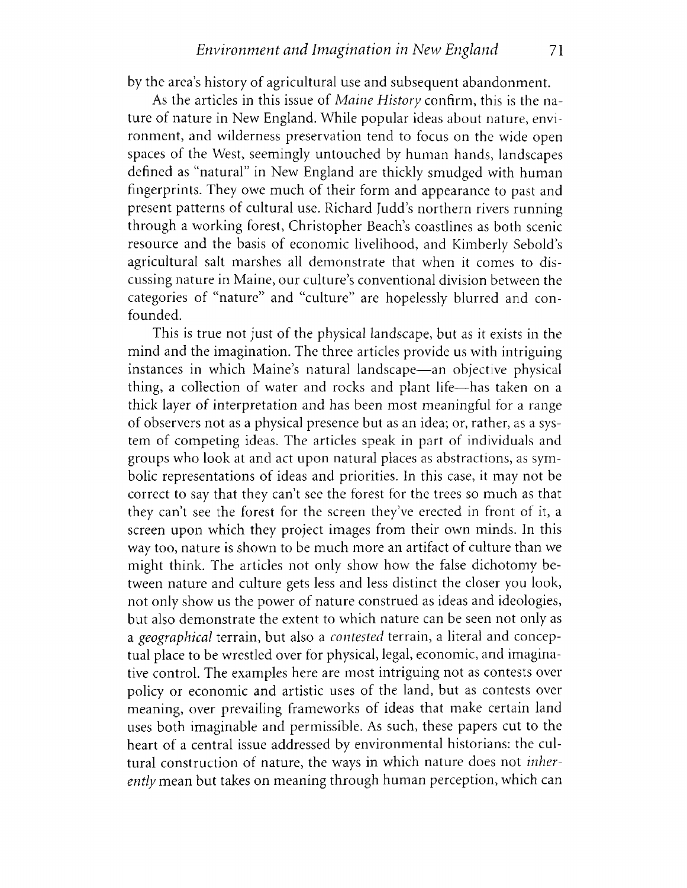by the area's history of agricultural use and subsequent abandonment.

As the articles in this issue of *Maine History* confirm, this is the nature of nature in New England. While popular ideas about nature, environment, and wilderness preservation tend to focus on the wide open spaces of the West, seemingly untouched by human hands, landscapes defined as "natural" in New England are thickly smudged with human fingerprints. They owe much of their form and appearance to past and present patterns of cultural use. Richard Judd's northern rivers running through a working forest, Christopher Beach's coastlines as both scenic resource and the basis of economic livelihood, and Kimberly Sebold's agricultural salt marshes all demonstrate that when it comes to discussing nature in Maine, our culture's conventional division between the categories of "nature" and "culture" are hopelessly blurred and confounded.

This is true not just of the physical landscape, but as it exists in the mind and the imagination. The three articles provide us with intriguing instances in which Maine's natural landscape—an objective physical thing, a collection of water and rocks and plant life—has taken on a thick layer of interpretation and has been most meaningful for a range of observers not as a physical presence but as an idea; or, rather, as a system of competing ideas. The articles speak in part of individuals and groups who look at and act upon natural places as abstractions, as symbolic representations of ideas and priorities. In this case, it may not be correct to say that they can't see the forest for the trees so much as that they can't see the forest for the screen they've erected in front of it, a screen upon which they project images from their own minds. In this way too, nature is shown to be much more an artifact of culture than we might think. The articles not only show how the false dichotomy between nature and culture gets less and less distinct the closer you look, not only show us the power of nature construed as ideas and ideologies, but also demonstrate the extent to which nature can be seen not only as a *geographical* terrain, but also a *contested* terrain, a literal and conceptual place to be wrestled over for physical, legal, economic, and imaginative control. The examples here are most intriguing not as contests over policy or economic and artistic uses of the land, but as contests over meaning, over prevailing frameworks of ideas that make certain land uses both imaginable and permissible. As such, these papers cut to the heart of a central issue addressed by environmental historians: the cultural construction of nature, the ways in which nature does not *inherently* mean but takes on meaning through human perception, which can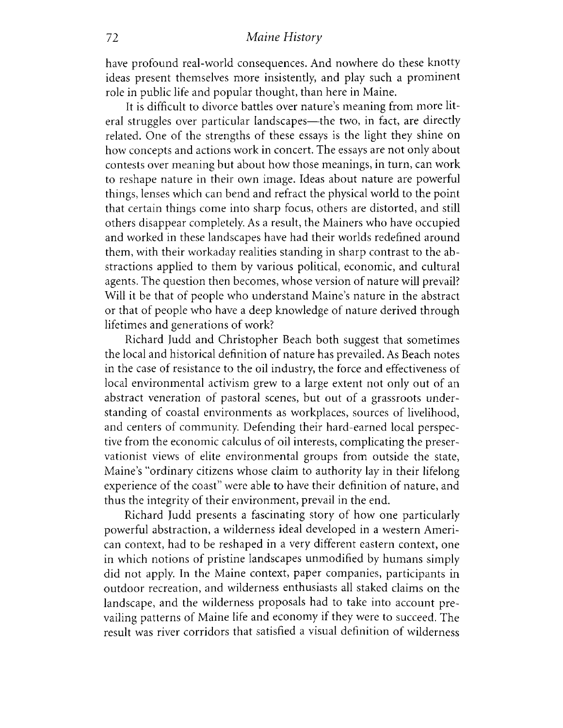have profound real-world consequences. And nowhere do these knotty ideas present themselves more insistently, and play such a prominent role in public life and popular thought, than here in Maine.

It is difficult to divorce battles over nature's meaning from more literal struggles over particular landscapes—the two, in fact, are directly related. One of the strengths of these essays is the light they shine on how concepts and actions work in concert. The essays are not only about contests over meaning but about how those meanings, in turn, can work to reshape nature in their own image. Ideas about nature are powerful things, lenses which can bend and refract the physical world to the point that certain things come into sharp focus, others are distorted, and still others disappear completely. As a result, the Mainers who have occupied and worked in these landscapes have had their worlds redefined around them, with their workaday realities standing in sharp contrast to the abstractions applied to them by various political, economic, and cultural agents. The question then becomes, whose version of nature will prevail? Will it be that of people who understand Maine's nature in the abstract or that of people who have a deep knowledge of nature derived through lifetimes and generations of work?

Richard Judd and Christopher Beach both suggest that sometimes the local and historical definition of nature has prevailed. As Beach notes in the case of resistance to the oil industry, the force and effectiveness of local environmental activism grew to a large extent not only out of an abstract veneration of pastoral scenes, but out of a grassroots understanding of coastal environments as workplaces, sources of livelihood, and centers of community. Defending their hard-earned local perspective from the economic calculus of oil interests, complicating the preservationist views of elite environmental groups from outside the state, Maine's "ordinary citizens whose claim to authority lay in their lifelong experience of the coast" were able to have their definition of nature, and thus the integrity of their environment, prevail in the end.

Richard Judd presents a fascinating story of how one particularly powerful abstraction, a wilderness ideal developed in a western American context, had to be reshaped in a very different eastern context, one in which notions of pristine landscapes unmodified by humans simply did not apply. In the Maine context, paper companies, participants in outdoor recreation, and wilderness enthusiasts all staked claims on the landscape, and the wilderness proposals had to take into account prevailing patterns of Maine life and economy if they were to succeed. The result was river corridors that satisfied a visual definition of wilderness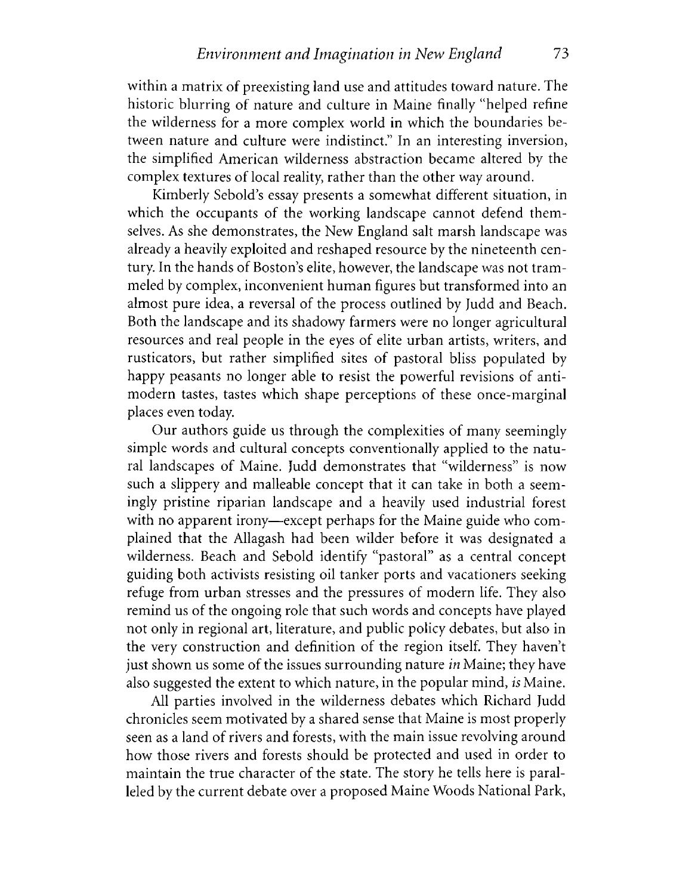within a matrix of preexisting land use and attitudes toward nature. The historic blurring of nature and culture in Maine finally "helped refine the wilderness for a more complex world in which the boundaries between nature and culture were indistinct." In an interesting inversion, the simplified American wilderness abstraction became altered by the complex textures of local reality, rather than the other way around.

Kimberly Sebold's essay presents a somewhat different situation, in which the occupants of the working landscape cannot defend themselves. As she demonstrates, the New England salt marsh landscape was already a heavily exploited and reshaped resource by the nineteenth century. In the hands of Boston's elite, however, the landscape was not trammeled by complex, inconvenient human figures but transformed into an almost pure idea, a reversal of the process outlined by Judd and Beach. Both the landscape and its shadowy farmers were no longer agricultural resources and real people in the eyes of elite urban artists, writers, and rusticators, but rather simplified sites of pastoral bliss populated by happy peasants no longer able to resist the powerful revisions of anti-modern tastes, tastes which shape perceptions of these once-marginal places even today.

Our authors guide us through the complexities of many seemingly simple words and cultural concepts conventionally applied to the natural landscapes of Maine. Judd demonstrates that "wilderness" is now such a slippery and malleable concept that it can take in both a seemingly pristine riparian landscape and a heavily used industrial forest with no apparent irony—except perhaps for the Maine guide who complained that the Allagash had been wilder before it was designated a wilderness. Beach and Sebold identify "pastoral" as a central concept guiding both activists resisting oil tanker ports and vacationers seeking refuge from urban stresses and the pressures of modern life. They also remind us of the ongoing role that such words and concepts have played not only in regional art, literature, and public policy debates, but also in the very construction and definition of the region itself. They haven't just shown us some of the issues surrounding nature *in* Maine; they have also suggested the extent to which nature, in the popular mind, *is* Maine.

All parties involved in the wilderness debates which Richard Judd chronicles seem motivated by a shared sense that Maine is most properly seen as a land of rivers and forests, with the main issue revolving around how those rivers and forests should be protected and used in order to maintain the true character of the state. The story he tells here is paralleled by the current debate over a proposed Maine Woods National Park,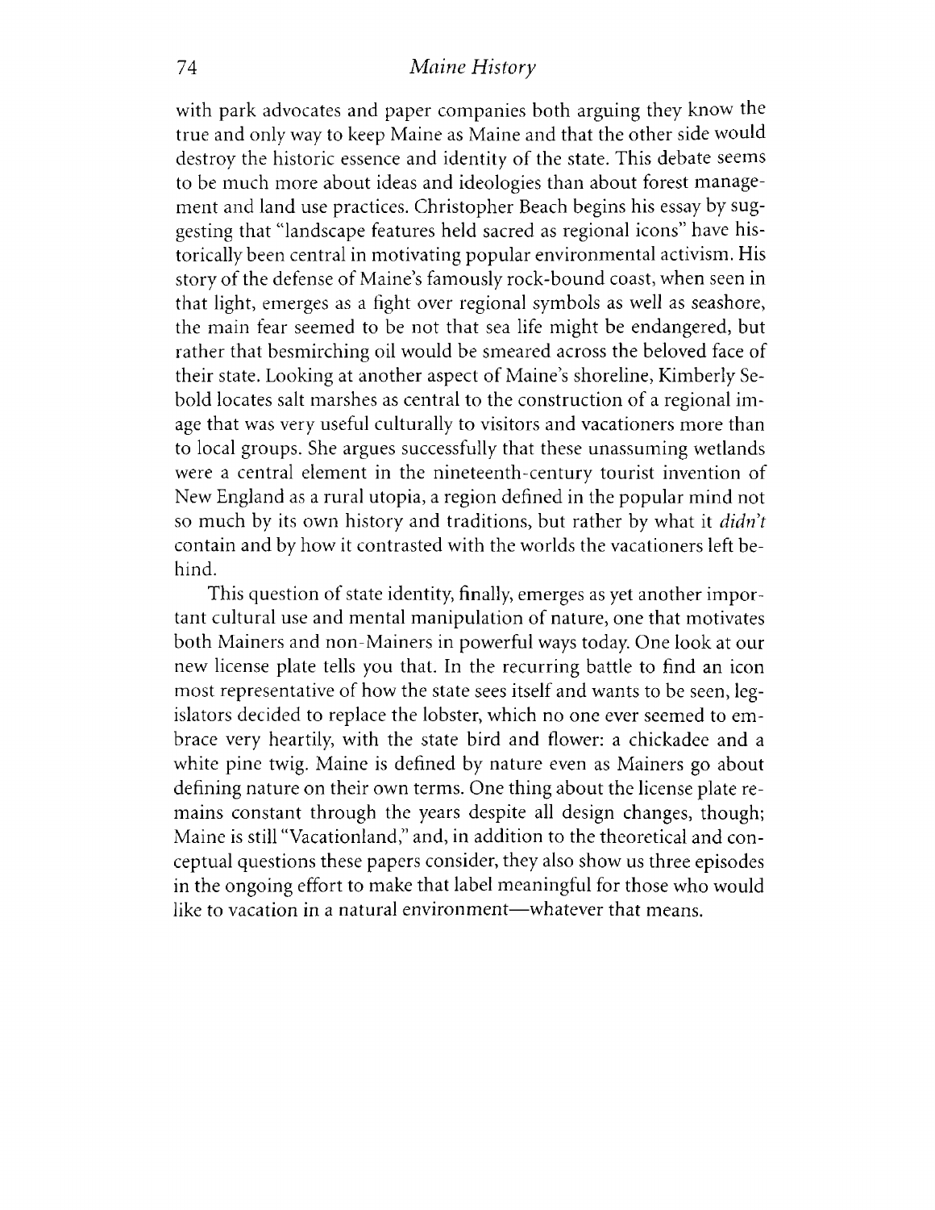with park advocates and paper companies both arguing they know the true and only way to keep Maine as Maine and that the other side would destroy the historic essence and identity of the state. This debate seems to be much more about ideas and ideologies than about forest management and land use practices. Christopher Beach begins his essay by suggesting that "landscape features held sacred as regional icons" have historically been central in motivating popular environmental activism. His story of the defense of Maine's famously rock-bound coast, when seen in that light, emerges as a fight over regional symbols as well as seashore, the main fear seemed to be not that sea life might be endangered, but rather that besmirching oil would be smeared across the beloved face of their state. Looking at another aspect of Maine's shoreline, Kimberly Sebold locates salt marshes as central to the construction of a regional image that was very useful culturally to visitors and vacationers more than to local groups. She argues successfully that these unassuming wetlands were a central element in the nineteenth-century tourist invention of New England as a rural utopia, a region defined in the popular mind not so much by its own history and traditions, but rather by what it *didn't* contain and by how it contrasted with the worlds the vacationers left behind.

This question of state identity, finally, emerges as yet another important cultural use and mental manipulation of nature, one that motivates both Mainers and non-Mainers in powerful ways today. One look at our new license plate tells you that. In the recurring battle to find an icon most representative of how the state sees itself and wants to be seen, legislators decided to replace the lobster, which no one ever seemed to embrace very heartily, with the state bird and flower: a chickadee and a white pine twig. Maine is defined by nature even as Mainers go about defining nature on their own terms. One thing about the license plate remains constant through the years despite all design changes, though; Maine is still "Vacationland," and, in addition to the theoretical and conceptual questions these papers consider, they also show us three episodes in the ongoing effort to make that label meaningful for those who would like to vacation in a natural environment—whatever that means.